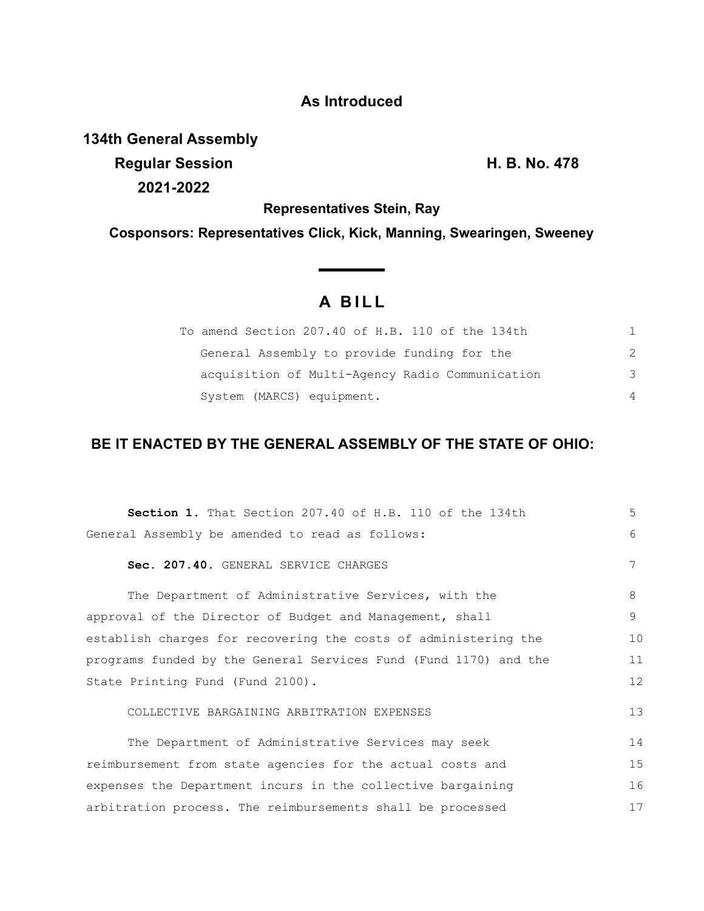**As Introduced**

**134th General Assembly**
**Regular Session** **H. B. No. 478**
**2021-2022**

**Representatives Stein, Ray**

**Cosponsors: Representatives Click, Kick, Manning, Swearingen, Sweeney**

# A BILL

To amend Section 207.40 of H.B. 110 of the 134th General Assembly to provide funding for the acquisition of Multi-Agency Radio Communication System (MARCS) equipment.

**BE IT ENACTED BY THE GENERAL ASSEMBLY OF THE STATE OF OHIO:**

**Section 1.** That Section 207.40 of H.B. 110 of the 134th General Assembly be amended to read as follows:

**Sec. 207.40.** GENERAL SERVICE CHARGES

The Department of Administrative Services, with the approval of the Director of Budget and Management, shall establish charges for recovering the costs of administering the programs funded by the General Services Fund (Fund 1170) and the State Printing Fund (Fund 2100).

COLLECTIVE BARGAINING ARBITRATION EXPENSES

The Department of Administrative Services may seek reimbursement from state agencies for the actual costs and expenses the Department incurs in the collective bargaining arbitration process. The reimbursements shall be processed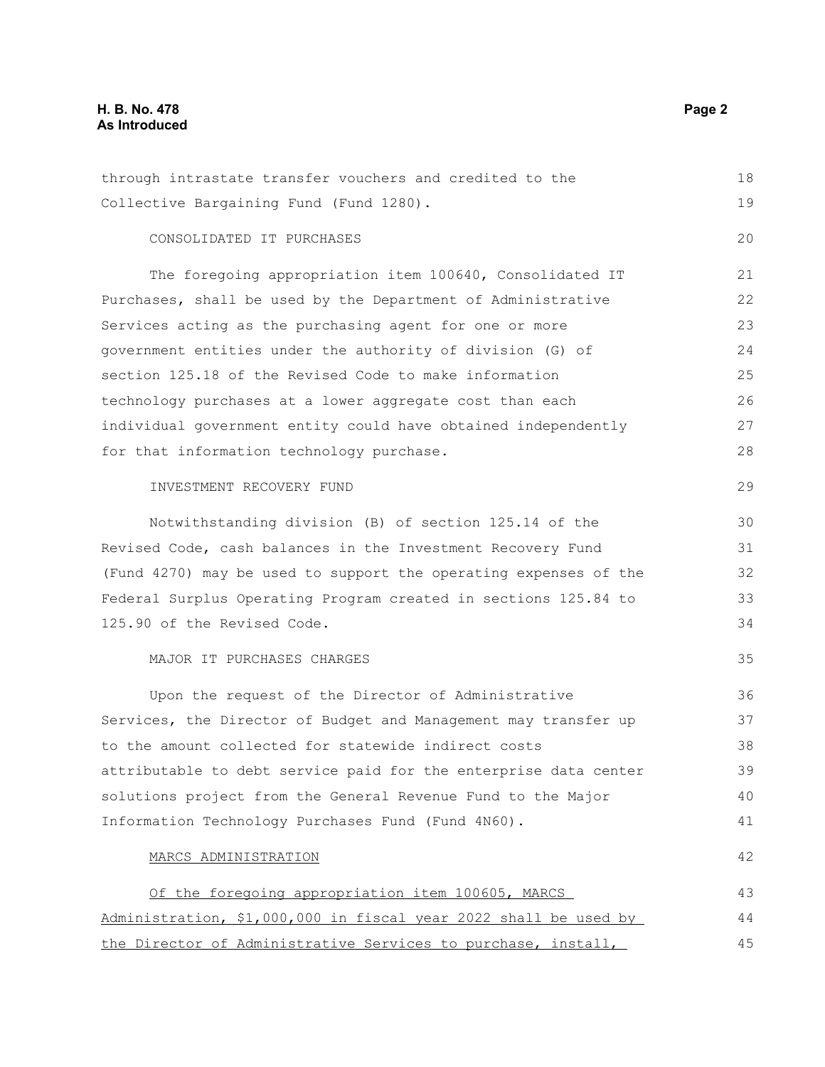through intrastate transfer vouchers and credited to the Collective Bargaining Fund (Fund 1280).

CONSOLIDATED IT PURCHASES

The foregoing appropriation item 100640, Consolidated IT Purchases, shall be used by the Department of Administrative Services acting as the purchasing agent for one or more government entities under the authority of division (G) of section 125.18 of the Revised Code to make information technology purchases at a lower aggregate cost than each individual government entity could have obtained independently for that information technology purchase.

INVESTMENT RECOVERY FUND

Notwithstanding division (B) of section 125.14 of the Revised Code, cash balances in the Investment Recovery Fund (Fund 4270) may be used to support the operating expenses of the Federal Surplus Operating Program created in sections 125.84 to 125.90 of the Revised Code.

MAJOR IT PURCHASES CHARGES

Upon the request of the Director of Administrative Services, the Director of Budget and Management may transfer up to the amount collected for statewide indirect costs attributable to debt service paid for the enterprise data center solutions project from the General Revenue Fund to the Major Information Technology Purchases Fund (Fund 4N60).

MARCS ADMINISTRATION

Of the foregoing appropriation item 100605, MARCS Administration, $1,000,000 in fiscal year 2022 shall be used by the Director of Administrative Services to purchase, install,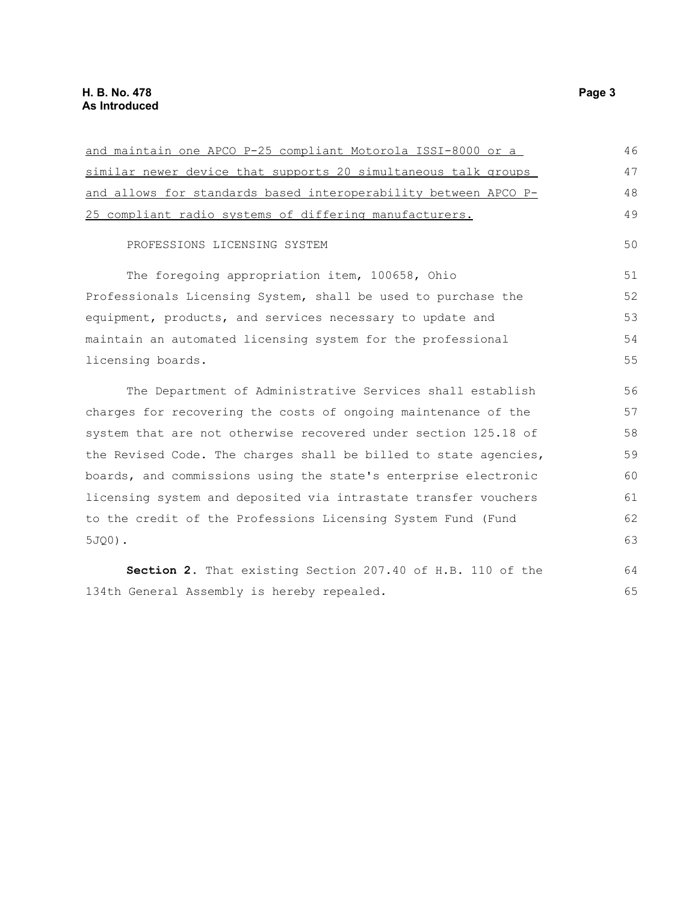and maintain one APCO P-25 compliant Motorola ISSI-8000 or a similar newer device that supports 20 simultaneous talk groups and allows for standards based interoperability between APCO P-25 compliant radio systems of differing manufacturers.

PROFESSIONS LICENSING SYSTEM

The foregoing appropriation item, 100658, Ohio Professionals Licensing System, shall be used to purchase the equipment, products, and services necessary to update and maintain an automated licensing system for the professional licensing boards.

The Department of Administrative Services shall establish charges for recovering the costs of ongoing maintenance of the system that are not otherwise recovered under section 125.18 of the Revised Code. The charges shall be billed to state agencies, boards, and commissions using the state's enterprise electronic licensing system and deposited via intrastate transfer vouchers to the credit of the Professions Licensing System Fund (Fund 5JQ0).

**Section 2.** That existing Section 207.40 of H.B. 110 of the 134th General Assembly is hereby repealed.